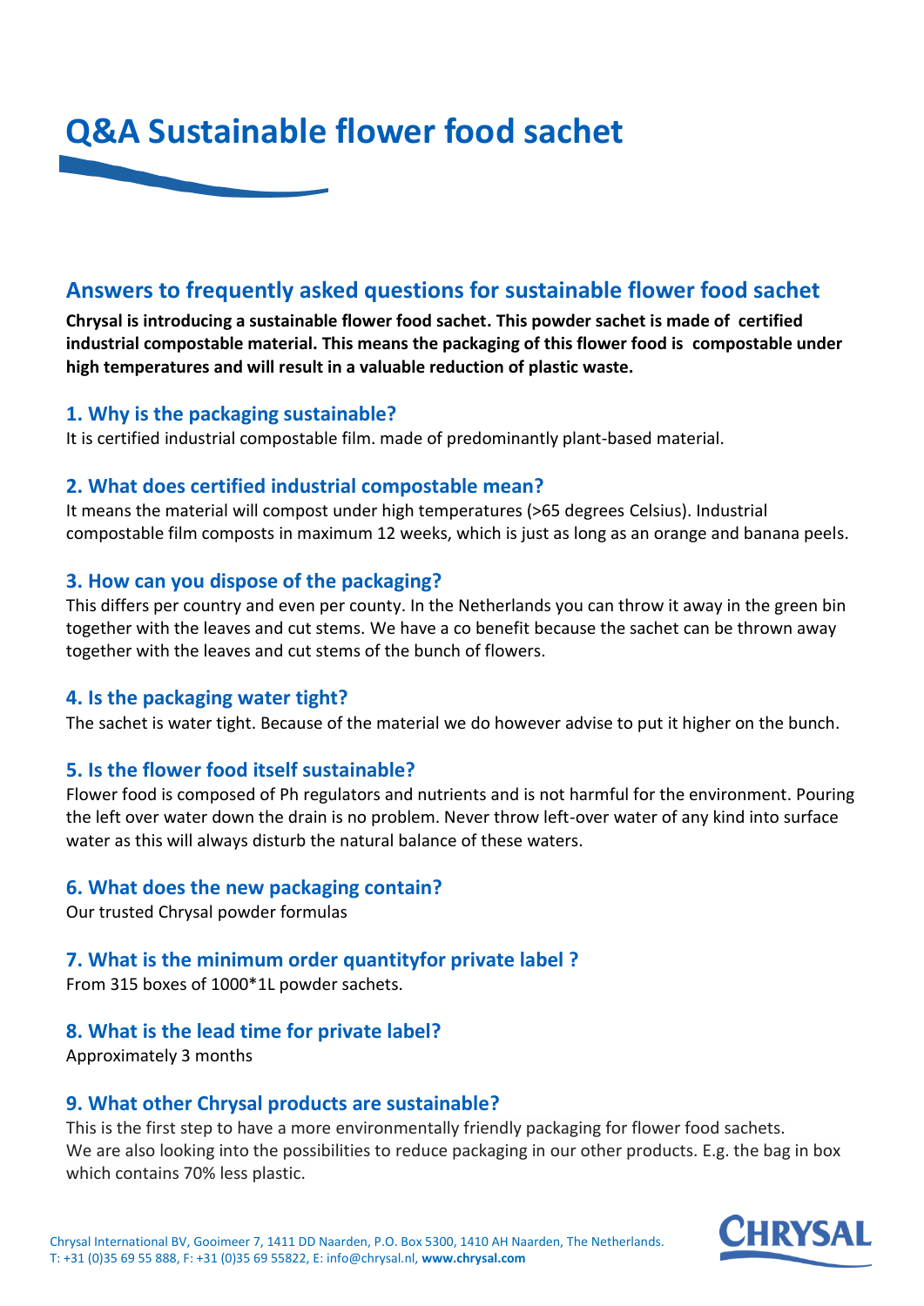# Q&A Sustainable flower food sachet

## Answers to frequently asked questions for sustainable flower food sachet

**Chrysal is introducing a sustainable flower food sachet. This powder sachet is made of certified industrial compostable material. This means the packaging of this flower food is compostable under high temperatures and will result in a valuable reduction of plastic waste.**

### 1. Why is the packaging sustainable?

It is certified industrial compostable film. made of predominantly plant-based material.

### 2. What does certified industrial compostable mean?

It means the material will compost under high temperatures (>65 degrees Celsius). Industrial compostable film composts in maximum 12 weeks, which is just as long as an orange and banana peels.

### 3. How can you dispose of the packaging?

This differs per country and even per county. In the Netherlands you can throw it away in the green bin together with the leaves and cut stems. We have a co benefit because the sachet can be thrown away together with the leaves and cut stems of the bunch of flowers.

### 4. Is the packaging water tight?

The sachet is water tight. Because of the material we do however advise to put it higher on the bunch.

### 5. Is the flower food itself sustainable?

Flower food is composed of Ph regulators and nutrients and is not harmful for the environment. Pouring the left over water down the drain is no problem. Never throw left-over water of any kind into surface water as this will always disturb the natural balance of these waters.

### 6. What does the new packaging contain?

Our trusted Chrysal powder formulas

### 7. What is the minimum order quantityfor private label ?

From 315 boxes of 1000*1L powder sachets.

### 8. What is the lead time for private label?

Approximately 3 months

### 9. What other Chrysal products are sustainable?

This is the first step to have a more environmentally friendly packaging for flower food sachets. We are also looking into the possibilities to reduce packaging in our other products. E.g. the bag in box which contains 70% less plastic.

Chrysal International BV, Gooimeer 7, 1411 DD Naarden, P.O. Box 5300, 1410 AH Naarden, The Netherlands.
T: +31 (0)35 69 55 888, F: +31 (0)35 69 55822, E: info@chrysal.nl, **www.chrysal.com**

CHRYSAL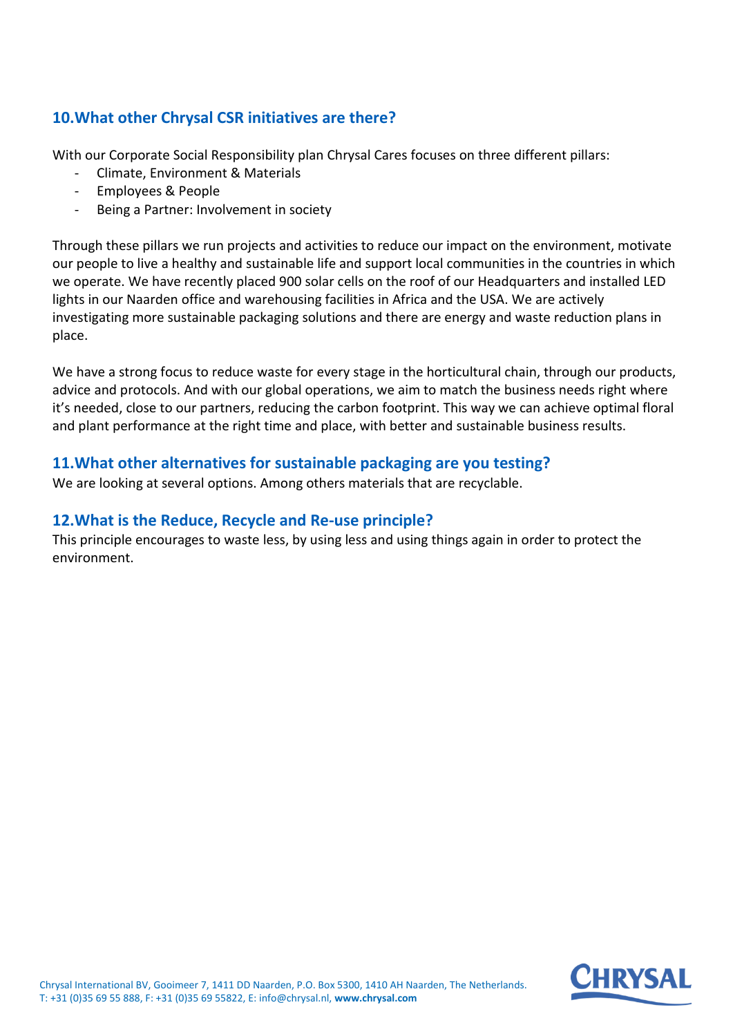## 10. What other Chrysal CSR initiatives are there?

With our Corporate Social Responsibility plan Chrysal Cares focuses on three different pillars:

- Climate, Environment & Materials
- Employees & People
- Being a Partner: Involvement in society

Through these pillars we run projects and activities to reduce our impact on the environment, motivate our people to live a healthy and sustainable life and support local communities in the countries in which we operate. We have recently placed 900 solar cells on the roof of our Headquarters and installed LED lights in our Naarden office and warehousing facilities in Africa and the USA. We are actively investigating more sustainable packaging solutions and there are energy and waste reduction plans in place.

We have a strong focus to reduce waste for every stage in the horticultural chain, through our products, advice and protocols. And with our global operations, we aim to match the business needs right where it's needed, close to our partners, reducing the carbon footprint. This way we can achieve optimal floral and plant performance at the right time and place, with better and sustainable business results.

## 11. What other alternatives for sustainable packaging are you testing?

We are looking at several options. Among others materials that are recyclable.

## 12. What is the Reduce, Recycle and Re-use principle?

This principle encourages to waste less, by using less and using things again in order to protect the environment.

Chrysal International BV, Gooimeer 7, 1411 DD Naarden, P.O. Box 5300, 1410 AH Naarden, The Netherlands.
T: +31 (0)35 69 55 888, F: +31 (0)35 69 55822, E: info@chrysal.nl, **www.chrysal.com**